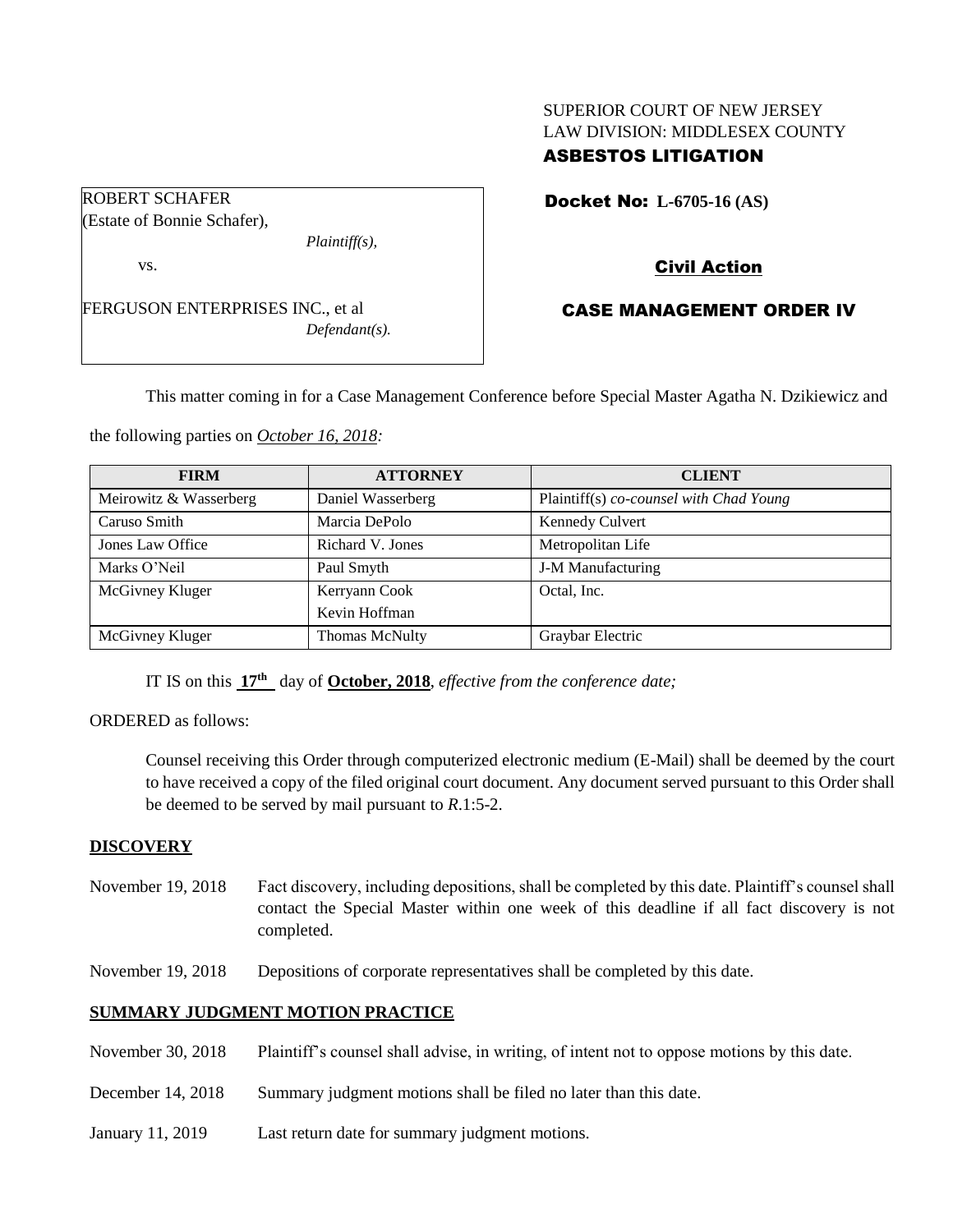SUPERIOR COURT OF NEW JERSEY
LAW DIVISION: MIDDLESEX COUNTY
**ASBESTOS LITIGATION**

ROBERT SCHAFER
(Estate of Bonnie Schafer),
*Plaintiff(s),*

vs.

FERGUSON ENTERPRISES INC., et al
*Defendant(s).*

**Docket No: L-6705-16 (AS)**

**Civil Action**

**CASE MANAGEMENT ORDER IV**

This matter coming in for a Case Management Conference before Special Master Agatha N. Dzikiewicz and the following parties on *October 16, 2018:*

| FIRM | ATTORNEY | CLIENT |
|---|---|---|
| Meirowitz & Wasserberg | Daniel Wasserberg | Plaintiff(s) *co-counsel with Chad Young* |
| Caruso Smith | Marcia DePolo | Kennedy Culvert |
| Jones Law Office | Richard V. Jones | Metropolitan Life |
| Marks O'Neil | Paul Smyth | J-M Manufacturing |
| McGivney Kluger | Kerryann Cook<br>Kevin Hoffman | Octal, Inc. |
| McGivney Kluger | Thomas McNulty | Graybar Electric |

IT IS on this **17th** day of **October, 2018**, *effective from the conference date;*

ORDERED as follows:

Counsel receiving this Order through computerized electronic medium (E-Mail) shall be deemed by the court to have received a copy of the filed original court document. Any document served pursuant to this Order shall be deemed to be served by mail pursuant to *R*.1:5-2.

**DISCOVERY**

November 19, 2018 — Fact discovery, including depositions, shall be completed by this date. Plaintiff's counsel shall contact the Special Master within one week of this deadline if all fact discovery is not completed.

November 19, 2018 — Depositions of corporate representatives shall be completed by this date.

**SUMMARY JUDGMENT MOTION PRACTICE**

November 30, 2018 — Plaintiff's counsel shall advise, in writing, of intent not to oppose motions by this date.

December 14, 2018 — Summary judgment motions shall be filed no later than this date.

January 11, 2019 — Last return date for summary judgment motions.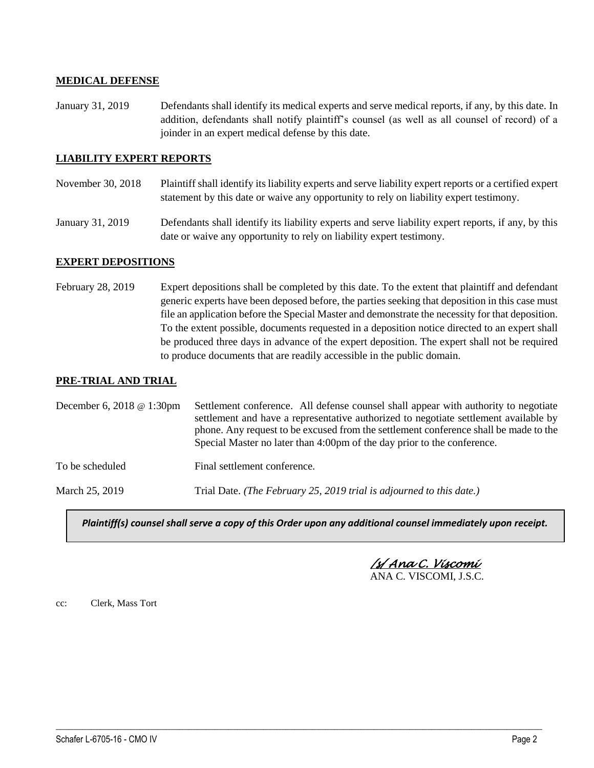**MEDICAL DEFENSE**

| | |
|---|---|
| January 31, 2019 | Defendants shall identify its medical experts and serve medical reports, if any, by this date. In addition, defendants shall notify plaintiff's counsel (as well as all counsel of record) of a joinder in an expert medical defense by this date. |

**LIABILITY EXPERT REPORTS**

| | |
|---|---|
| November 30, 2018 | Plaintiff shall identify its liability experts and serve liability expert reports or a certified expert statement by this date or waive any opportunity to rely on liability expert testimony. |
| January 31, 2019 | Defendants shall identify its liability experts and serve liability expert reports, if any, by this date or waive any opportunity to rely on liability expert testimony. |

**EXPERT DEPOSITIONS**

| | |
|---|---|
| February 28, 2019 | Expert depositions shall be completed by this date. To the extent that plaintiff and defendant generic experts have been deposed before, the parties seeking that deposition in this case must file an application before the Special Master and demonstrate the necessity for that deposition. To the extent possible, documents requested in a deposition notice directed to an expert shall be produced three days in advance of the expert deposition. The expert shall not be required to produce documents that are readily accessible in the public domain. |

**PRE-TRIAL AND TRIAL**

| | |
|---|---|
| December 6, 2018 @ 1:30pm | Settlement conference. All defense counsel shall appear with authority to negotiate settlement and have a representative authorized to negotiate settlement available by phone. Any request to be excused from the settlement conference shall be made to the Special Master no later than 4:00pm of the day prior to the conference. |
| To be scheduled | Final settlement conference. |
| March 25, 2019 | Trial Date. *(The February 25, 2019 trial is adjourned to this date.)* |

***Plaintiff(s) counsel shall serve a copy of this Order upon any additional counsel immediately upon receipt.***

*/s/ Ana C. Viscomi*
ANA C. VISCOMI, J.S.C.

cc: Clerk, Mass Tort